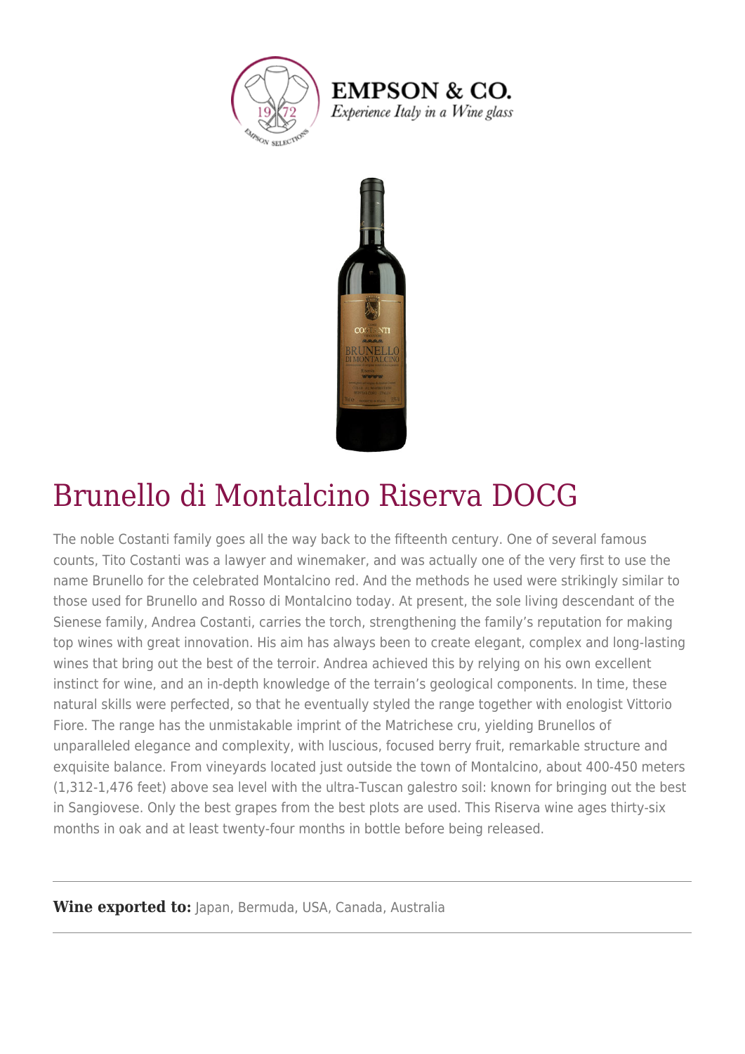EMPSON & CO.
*Experience Italy in a Wine glass*

# Brunello di Montalcino Riserva DOCG

The noble Costanti family goes all the way back to the fifteenth century. One of several famous counts, Tito Costanti was a lawyer and winemaker, and was actually one of the very first to use the name Brunello for the celebrated Montalcino red. And the methods he used were strikingly similar to those used for Brunello and Rosso di Montalcino today. At present, the sole living descendant of the Sienese family, Andrea Costanti, carries the torch, strengthening the family's reputation for making top wines with great innovation. His aim has always been to create elegant, complex and long-lasting wines that bring out the best of the terroir. Andrea achieved this by relying on his own excellent instinct for wine, and an in-depth knowledge of the terrain's geological components. In time, these natural skills were perfected, so that he eventually styled the range together with enologist Vittorio Fiore. The range has the unmistakable imprint of the Matrichese cru, yielding Brunellos of unparalleled elegance and complexity, with luscious, focused berry fruit, remarkable structure and exquisite balance. From vineyards located just outside the town of Montalcino, about 400-450 meters (1,312-1,476 feet) above sea level with the ultra-Tuscan galestro soil: known for bringing out the best in Sangiovese. Only the best grapes from the best plots are used. This Riserva wine ages thirty-six months in oak and at least twenty-four months in bottle before being released.

---

**Wine exported to:** Japan, Bermuda, USA, Canada, Australia

---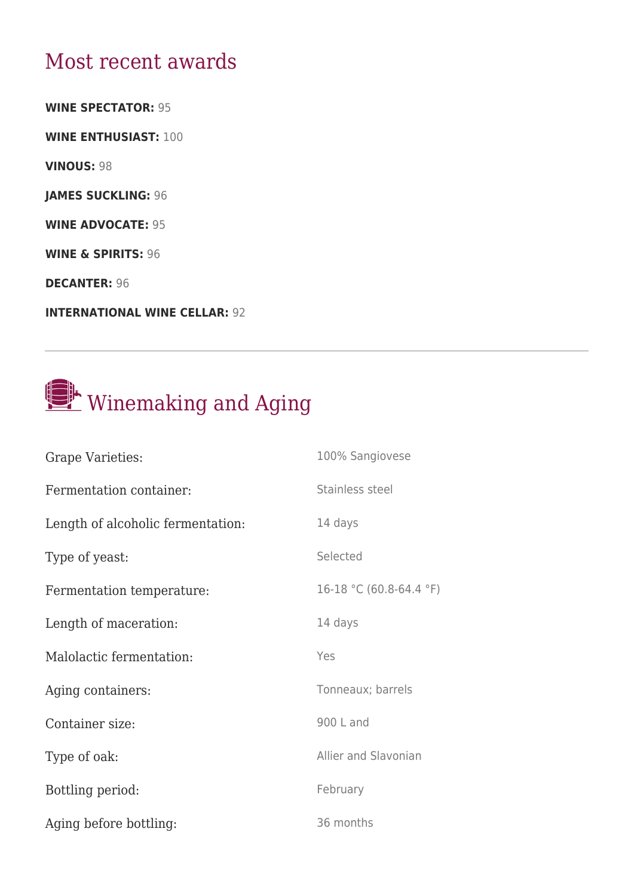## Most recent awards

**WINE SPECTATOR:** 95

**WINE ENTHUSIAST:** 100

**VINOUS:** 98

**JAMES SUCKLING:** 96

**WINE ADVOCATE:** 95

**WINE & SPIRITS:** 96

**DECANTER:** 96

**INTERNATIONAL WINE CELLAR:** 92

---

## Winemaking and Aging

| | |
|---|---|
| Grape Varieties: | 100% Sangiovese |
| Fermentation container: | Stainless steel |
| Length of alcoholic fermentation: | 14 days |
| Type of yeast: | Selected |
| Fermentation temperature: | 16-18 °C (60.8-64.4 °F) |
| Length of maceration: | 14 days |
| Malolactic fermentation: | Yes |
| Aging containers: | Tonneaux; barrels |
| Container size: | 900 L and |
| Type of oak: | Allier and Slavonian |
| Bottling period: | February |
| Aging before bottling: | 36 months |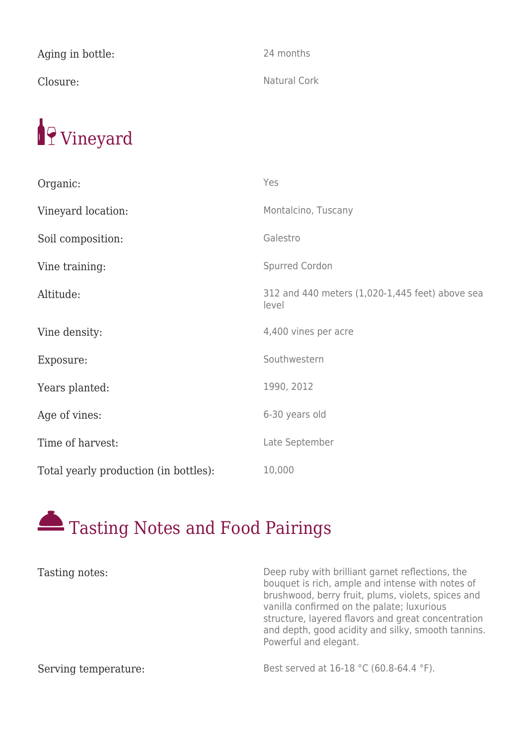| | |
|---|---|
| Aging in bottle: | 24 months |
| Closure: | Natural Cork |

## Vineyard

| | |
|---|---|
| Organic: | Yes |
| Vineyard location: | Montalcino, Tuscany |
| Soil composition: | Galestro |
| Vine training: | Spurred Cordon |
| Altitude: | 312 and 440 meters (1,020-1,445 feet) above sea level |
| Vine density: | 4,400 vines per acre |
| Exposure: | Southwestern |
| Years planted: | 1990, 2012 |
| Age of vines: | 6-30 years old |
| Time of harvest: | Late September |
| Total yearly production (in bottles): | 10,000 |

## Tasting Notes and Food Pairings

| | |
|---|---|
| Tasting notes: | Deep ruby with brilliant garnet reflections, the bouquet is rich, ample and intense with notes of brushwood, berry fruit, plums, violets, spices and vanilla confirmed on the palate; luxurious structure, layered flavors and great concentration and depth, good acidity and silky, smooth tannins. Powerful and elegant. |
| Serving temperature: | Best served at 16-18 °C (60.8-64.4 °F). |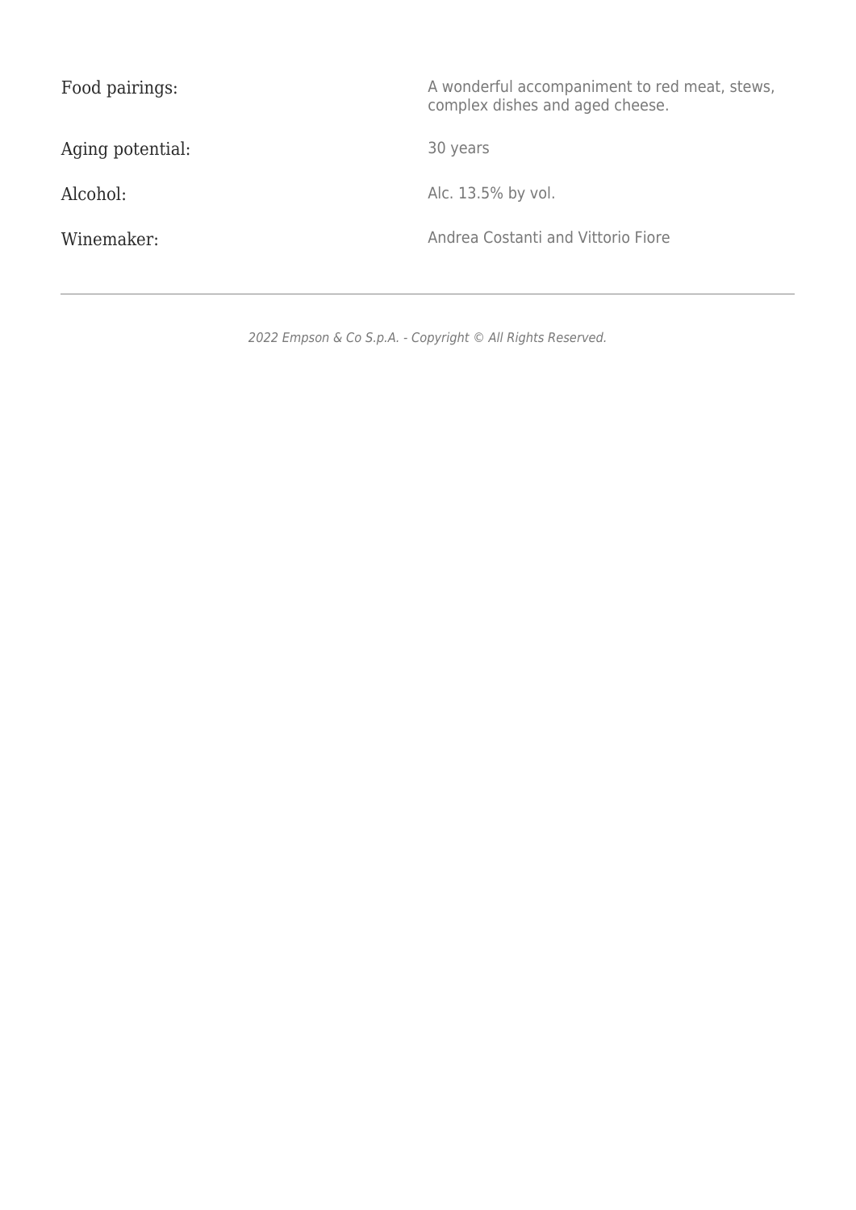| | |
|---|---|
| Food pairings: | A wonderful accompaniment to red meat, stews, complex dishes and aged cheese. |
| Aging potential: | 30 years |
| Alcohol: | Alc. 13.5% by vol. |
| Winemaker: | Andrea Costanti and Vittorio Fiore |

---

*2022 Empson & Co S.p.A. - Copyright © All Rights Reserved.*